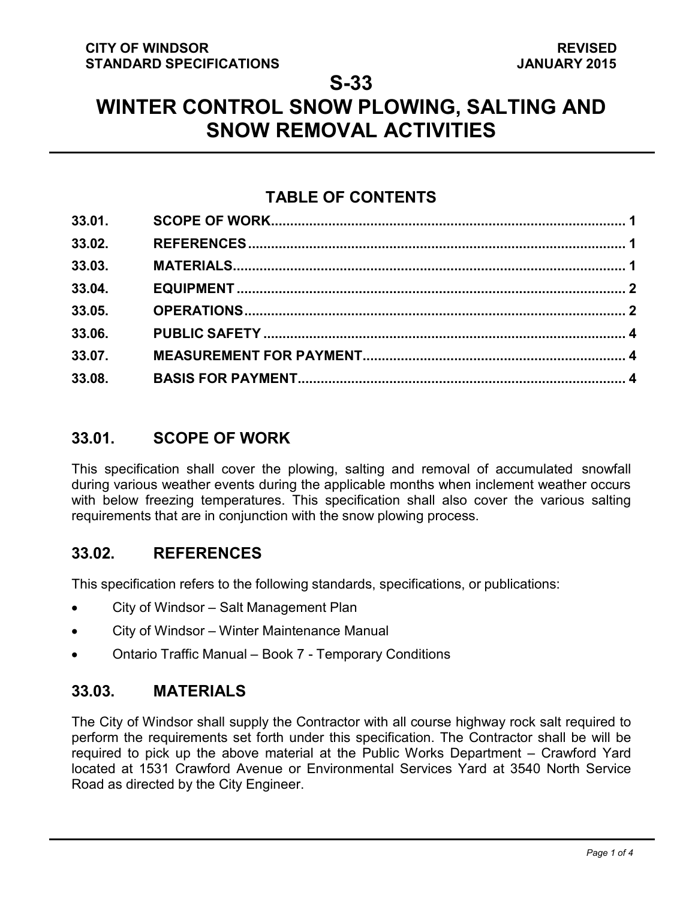CITY OF WINDSOR
STANDARD SPECIFICATIONS

REVISED
JANUARY 2015

# S-33
# WINTER CONTROL SNOW PLOWING, SALTING AND SNOW REMOVAL ACTIVITIES

## TABLE OF CONTENTS

| | | |
|---|---|---|
| 33.01. | SCOPE OF WORK | 1 |
| 33.02. | REFERENCES | 1 |
| 33.03. | MATERIALS | 1 |
| 33.04. | EQUIPMENT | 2 |
| 33.05. | OPERATIONS | 2 |
| 33.06. | PUBLIC SAFETY | 4 |
| 33.07. | MEASUREMENT FOR PAYMENT | 4 |
| 33.08. | BASIS FOR PAYMENT | 4 |

## 33.01. SCOPE OF WORK

This specification shall cover the plowing, salting and removal of accumulated snowfall during various weather events during the applicable months when inclement weather occurs with below freezing temperatures. This specification shall also cover the various salting requirements that are in conjunction with the snow plowing process.

## 33.02. REFERENCES

This specification refers to the following standards, specifications, or publications:

- City of Windsor – Salt Management Plan
- City of Windsor – Winter Maintenance Manual
- Ontario Traffic Manual – Book 7 - Temporary Conditions

## 33.03. MATERIALS

The City of Windsor shall supply the Contractor with all course highway rock salt required to perform the requirements set forth under this specification. The Contractor shall be will be required to pick up the above material at the Public Works Department – Crawford Yard located at 1531 Crawford Avenue or Environmental Services Yard at 3540 North Service Road as directed by the City Engineer.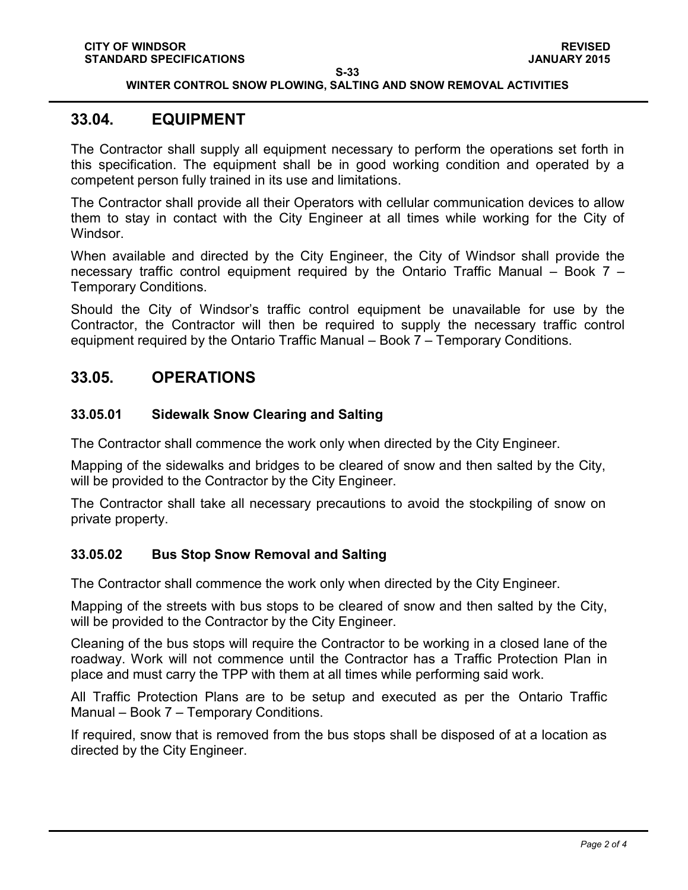## 33.04. EQUIPMENT

The Contractor shall supply all equipment necessary to perform the operations set forth in this specification. The equipment shall be in good working condition and operated by a competent person fully trained in its use and limitations.

The Contractor shall provide all their Operators with cellular communication devices to allow them to stay in contact with the City Engineer at all times while working for the City of Windsor.

When available and directed by the City Engineer, the City of Windsor shall provide the necessary traffic control equipment required by the Ontario Traffic Manual – Book 7 – Temporary Conditions.

Should the City of Windsor's traffic control equipment be unavailable for use by the Contractor, the Contractor will then be required to supply the necessary traffic control equipment required by the Ontario Traffic Manual – Book 7 – Temporary Conditions.

## 33.05. OPERATIONS

### 33.05.01 Sidewalk Snow Clearing and Salting

The Contractor shall commence the work only when directed by the City Engineer.

Mapping of the sidewalks and bridges to be cleared of snow and then salted by the City, will be provided to the Contractor by the City Engineer.

The Contractor shall take all necessary precautions to avoid the stockpiling of snow on private property.

### 33.05.02 Bus Stop Snow Removal and Salting

The Contractor shall commence the work only when directed by the City Engineer.

Mapping of the streets with bus stops to be cleared of snow and then salted by the City, will be provided to the Contractor by the City Engineer.

Cleaning of the bus stops will require the Contractor to be working in a closed lane of the roadway. Work will not commence until the Contractor has a Traffic Protection Plan in place and must carry the TPP with them at all times while performing said work.

All Traffic Protection Plans are to be setup and executed as per the Ontario Traffic Manual – Book 7 – Temporary Conditions.

If required, snow that is removed from the bus stops shall be disposed of at a location as directed by the City Engineer.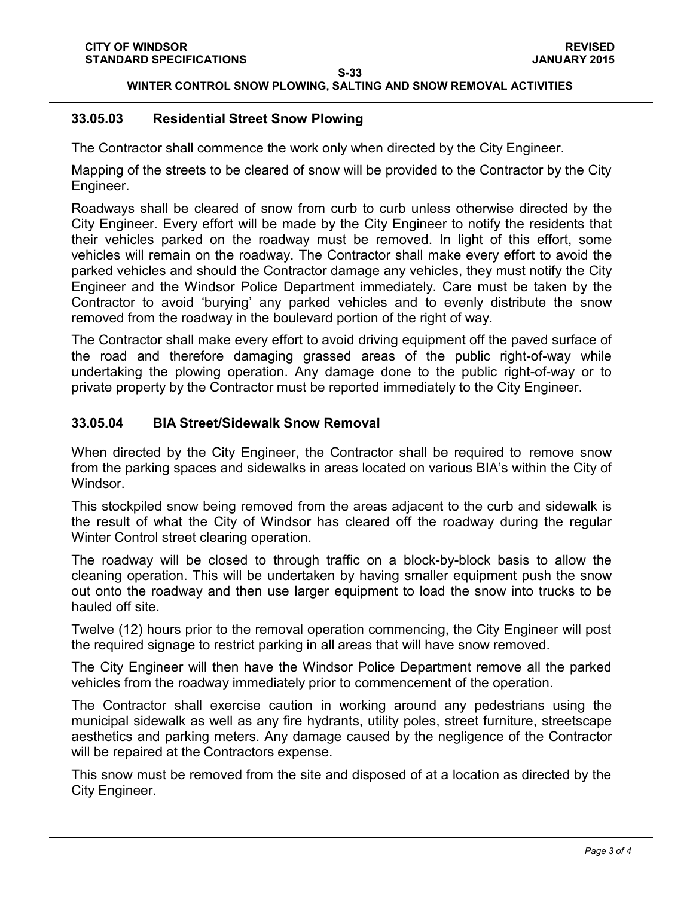### 33.05.03 Residential Street Snow Plowing

The Contractor shall commence the work only when directed by the City Engineer.

Mapping of the streets to be cleared of snow will be provided to the Contractor by the City Engineer.

Roadways shall be cleared of snow from curb to curb unless otherwise directed by the City Engineer. Every effort will be made by the City Engineer to notify the residents that their vehicles parked on the roadway must be removed. In light of this effort, some vehicles will remain on the roadway. The Contractor shall make every effort to avoid the parked vehicles and should the Contractor damage any vehicles, they must notify the City Engineer and the Windsor Police Department immediately. Care must be taken by the Contractor to avoid 'burying' any parked vehicles and to evenly distribute the snow removed from the roadway in the boulevard portion of the right of way.

The Contractor shall make every effort to avoid driving equipment off the paved surface of the road and therefore damaging grassed areas of the public right-of-way while undertaking the plowing operation. Any damage done to the public right-of-way or to private property by the Contractor must be reported immediately to the City Engineer.

### 33.05.04 BIA Street/Sidewalk Snow Removal

When directed by the City Engineer, the Contractor shall be required to remove snow from the parking spaces and sidewalks in areas located on various BIA's within the City of Windsor.

This stockpiled snow being removed from the areas adjacent to the curb and sidewalk is the result of what the City of Windsor has cleared off the roadway during the regular Winter Control street clearing operation.

The roadway will be closed to through traffic on a block-by-block basis to allow the cleaning operation. This will be undertaken by having smaller equipment push the snow out onto the roadway and then use larger equipment to load the snow into trucks to be hauled off site.

Twelve (12) hours prior to the removal operation commencing, the City Engineer will post the required signage to restrict parking in all areas that will have snow removed.

The City Engineer will then have the Windsor Police Department remove all the parked vehicles from the roadway immediately prior to commencement of the operation.

The Contractor shall exercise caution in working around any pedestrians using the municipal sidewalk as well as any fire hydrants, utility poles, street furniture, streetscape aesthetics and parking meters. Any damage caused by the negligence of the Contractor will be repaired at the Contractors expense.

This snow must be removed from the site and disposed of at a location as directed by the City Engineer.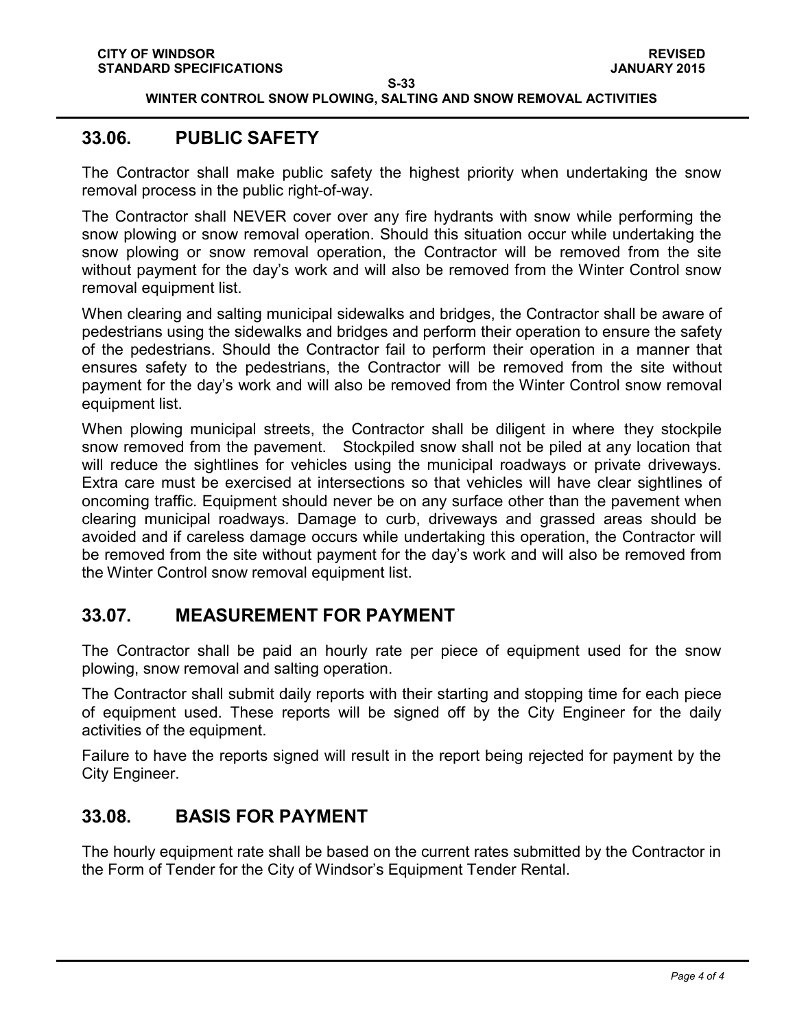## 33.06. PUBLIC SAFETY

The Contractor shall make public safety the highest priority when undertaking the snow removal process in the public right-of-way.

The Contractor shall NEVER cover over any fire hydrants with snow while performing the snow plowing or snow removal operation. Should this situation occur while undertaking the snow plowing or snow removal operation, the Contractor will be removed from the site without payment for the day's work and will also be removed from the Winter Control snow removal equipment list.

When clearing and salting municipal sidewalks and bridges, the Contractor shall be aware of pedestrians using the sidewalks and bridges and perform their operation to ensure the safety of the pedestrians. Should the Contractor fail to perform their operation in a manner that ensures safety to the pedestrians, the Contractor will be removed from the site without payment for the day's work and will also be removed from the Winter Control snow removal equipment list.

When plowing municipal streets, the Contractor shall be diligent in where they stockpile snow removed from the pavement. Stockpiled snow shall not be piled at any location that will reduce the sightlines for vehicles using the municipal roadways or private driveways. Extra care must be exercised at intersections so that vehicles will have clear sightlines of oncoming traffic. Equipment should never be on any surface other than the pavement when clearing municipal roadways. Damage to curb, driveways and grassed areas should be avoided and if careless damage occurs while undertaking this operation, the Contractor will be removed from the site without payment for the day's work and will also be removed from the Winter Control snow removal equipment list.

## 33.07. MEASUREMENT FOR PAYMENT

The Contractor shall be paid an hourly rate per piece of equipment used for the snow plowing, snow removal and salting operation.

The Contractor shall submit daily reports with their starting and stopping time for each piece of equipment used. These reports will be signed off by the City Engineer for the daily activities of the equipment.

Failure to have the reports signed will result in the report being rejected for payment by the City Engineer.

## 33.08. BASIS FOR PAYMENT

The hourly equipment rate shall be based on the current rates submitted by the Contractor in the Form of Tender for the City of Windsor's Equipment Tender Rental.